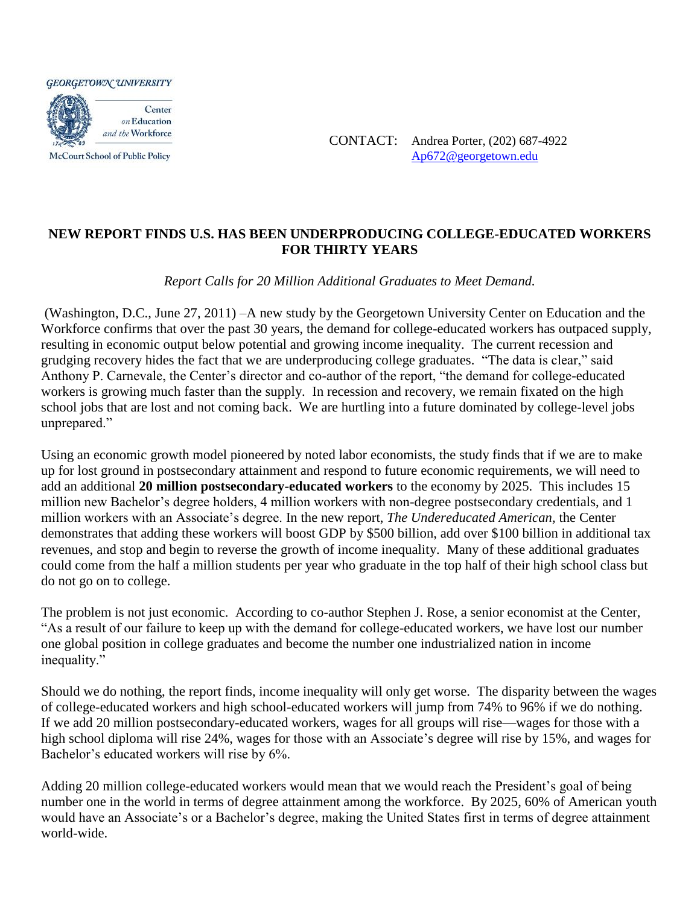GEORGETOWN UNIVERSITY

Center on Education and the Workforce

McCourt School of Public Policy

CONTACT: Andrea Porter, (202) 687-4922
Ap672@georgetown.edu

**NEW REPORT FINDS U.S. HAS BEEN UNDERPRODUCING COLLEGE-EDUCATED WORKERS FOR THIRTY YEARS**

*Report Calls for 20 Million Additional Graduates to Meet Demand.*

(Washington, D.C., June 27, 2011) –A new study by the Georgetown University Center on Education and the Workforce confirms that over the past 30 years, the demand for college-educated workers has outpaced supply, resulting in economic output below potential and growing income inequality. The current recession and grudging recovery hides the fact that we are underproducing college graduates. "The data is clear," said Anthony P. Carnevale, the Center's director and co-author of the report, "the demand for college-educated workers is growing much faster than the supply. In recession and recovery, we remain fixated on the high school jobs that are lost and not coming back. We are hurtling into a future dominated by college-level jobs unprepared."

Using an economic growth model pioneered by noted labor economists, the study finds that if we are to make up for lost ground in postsecondary attainment and respond to future economic requirements, we will need to add an additional **20 million postsecondary-educated workers** to the economy by 2025. This includes 15 million new Bachelor's degree holders, 4 million workers with non-degree postsecondary credentials, and 1 million workers with an Associate's degree. In the new report, *The Undereducated American,* the Center demonstrates that adding these workers will boost GDP by $500 billion, add over $100 billion in additional tax revenues, and stop and begin to reverse the growth of income inequality. Many of these additional graduates could come from the half a million students per year who graduate in the top half of their high school class but do not go on to college.

The problem is not just economic. According to co-author Stephen J. Rose, a senior economist at the Center, "As a result of our failure to keep up with the demand for college-educated workers, we have lost our number one global position in college graduates and become the number one industrialized nation in income inequality."

Should we do nothing, the report finds, income inequality will only get worse. The disparity between the wages of college-educated workers and high school-educated workers will jump from 74% to 96% if we do nothing. If we add 20 million postsecondary-educated workers, wages for all groups will rise—wages for those with a high school diploma will rise 24%, wages for those with an Associate's degree will rise by 15%, and wages for Bachelor's educated workers will rise by 6%.

Adding 20 million college-educated workers would mean that we would reach the President's goal of being number one in the world in terms of degree attainment among the workforce. By 2025, 60% of American youth would have an Associate's or a Bachelor's degree, making the United States first in terms of degree attainment world-wide.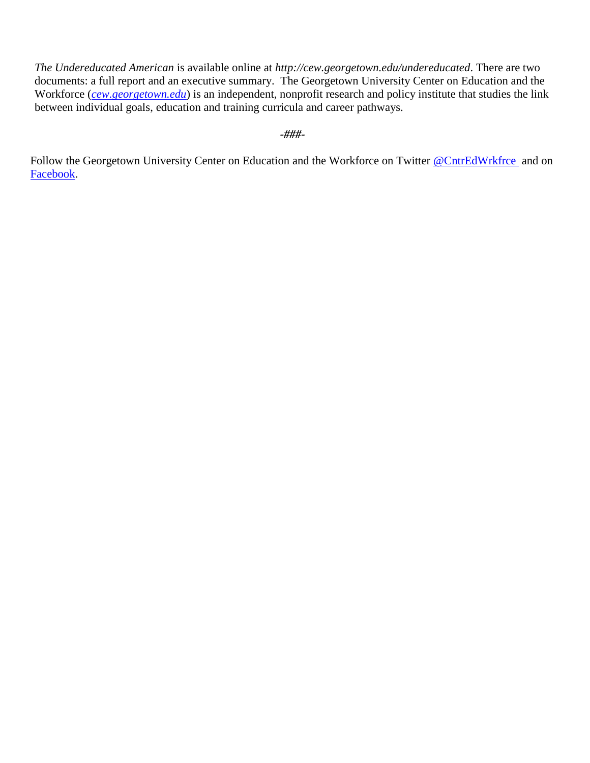*The Undereducated American* is available online at *http://cew.georgetown.edu/undereducated*. There are two documents: a full report and an executive summary. The Georgetown University Center on Education and the Workforce (*cew.georgetown.edu*) is an independent, nonprofit research and policy institute that studies the link between individual goals, education and training curricula and career pathways.

*-###-*

Follow the Georgetown University Center on Education and the Workforce on Twitter @CntrEdWrkfrce and on Facebook.